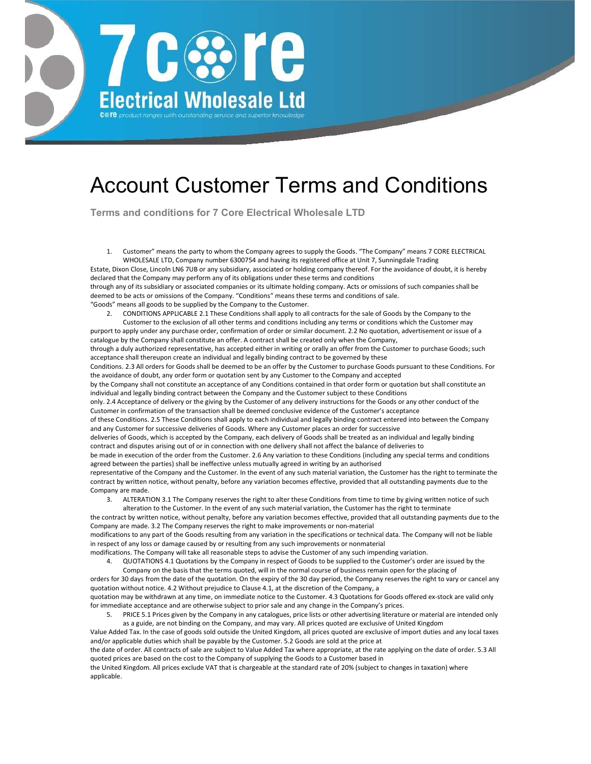# 7 Core Electrical Wholesale Ltd

core product ranges with outstanding service and superior knowledge

# Account Customer Terms and Conditions

**Terms and conditions for 7 Core Electrical Wholesale LTD**

1. Customer" means the party to whom the Company agrees to supply the Goods. "The Company" means 7 CORE ELECTRICAL WHOLESALE LTD, Company number 6300754 and having its registered office at Unit 7, Sunningdale Trading Estate, Dixon Close, Lincoln LN6 7UB or any subsidiary, associated or holding company thereof. For the avoidance of doubt, it is hereby declared that the Company may perform any of its obligations under these terms and conditions through any of its subsidiary or associated companies or its ultimate holding company. Acts or omissions of such companies shall be deemed to be acts or omissions of the Company. "Conditions" means these terms and conditions of sale. "Goods" means all goods to be supplied by the Company to the Customer.

2. CONDITIONS APPLICABLE 2.1 These Conditions shall apply to all contracts for the sale of Goods by the Company to the Customer to the exclusion of all other terms and conditions including any terms or conditions which the Customer may purport to apply under any purchase order, confirmation of order or similar document. 2.2 No quotation, advertisement or issue of a catalogue by the Company shall constitute an offer. A contract shall be created only when the Company, through a duly authorized representative, has accepted either in writing or orally an offer from the Customer to purchase Goods; such acceptance shall thereupon create an individual and legally binding contract to be governed by these Conditions. 2.3 All orders for Goods shall be deemed to be an offer by the Customer to purchase Goods pursuant to these Conditions. For the avoidance of doubt, any order form or quotation sent by any Customer to the Company and accepted by the Company shall not constitute an acceptance of any Conditions contained in that order form or quotation but shall constitute an individual and legally binding contract between the Company and the Customer subject to these Conditions only. 2.4 Acceptance of delivery or the giving by the Customer of any delivery instructions for the Goods or any other conduct of the Customer in confirmation of the transaction shall be deemed conclusive evidence of the Customer's acceptance of these Conditions. 2.5 These Conditions shall apply to each individual and legally binding contract entered into between the Company and any Customer for successive deliveries of Goods. Where any Customer places an order for successive deliveries of Goods, which is accepted by the Company, each delivery of Goods shall be treated as an individual and legally binding contract and disputes arising out of or in connection with one delivery shall not affect the balance of deliveries to be made in execution of the order from the Customer. 2.6 Any variation to these Conditions (including any special terms and conditions agreed between the parties) shall be ineffective unless mutually agreed in writing by an authorised representative of the Company and the Customer. In the event of any such material variation, the Customer has the right to terminate the contract by written notice, without penalty, before any variation becomes effective, provided that all outstanding payments due to the Company are made.

3. ALTERATION 3.1 The Company reserves the right to alter these Conditions from time to time by giving written notice of such alteration to the Customer. In the event of any such material variation, the Customer has the right to terminate the contract by written notice, without penalty, before any variation becomes effective, provided that all outstanding payments due to the Company are made. 3.2 The Company reserves the right to make improvements or non-material modifications to any part of the Goods resulting from any variation in the specifications or technical data. The Company will not be liable in respect of any loss or damage caused by or resulting from any such improvements or nonmaterial modifications. The Company will take all reasonable steps to advise the Customer of any such impending variation.

4. QUOTATIONS 4.1 Quotations by the Company in respect of Goods to be supplied to the Customer's order are issued by the Company on the basis that the terms quoted, will in the normal course of business remain open for the placing of orders for 30 days from the date of the quotation. On the expiry of the 30 day period, the Company reserves the right to vary or cancel any quotation without notice. 4.2 Without prejudice to Clause 4.1, at the discretion of the Company, a quotation may be withdrawn at any time, on immediate notice to the Customer. 4.3 Quotations for Goods offered ex-stock are valid only for immediate acceptance and are otherwise subject to prior sale and any change in the Company's prices.

5. PRICE 5.1 Prices given by the Company in any catalogues, price lists or other advertising literature or material are intended only as a guide, are not binding on the Company, and may vary. All prices quoted are exclusive of United Kingdom Value Added Tax. In the case of goods sold outside the United Kingdom, all prices quoted are exclusive of import duties and any local taxes and/or applicable duties which shall be payable by the Customer. 5.2 Goods are sold at the price at the date of order. All contracts of sale are subject to Value Added Tax where appropriate, at the rate applying on the date of order. 5.3 All quoted prices are based on the cost to the Company of supplying the Goods to a Customer based in the United Kingdom. All prices exclude VAT that is chargeable at the standard rate of 20% (subject to changes in taxation) where applicable.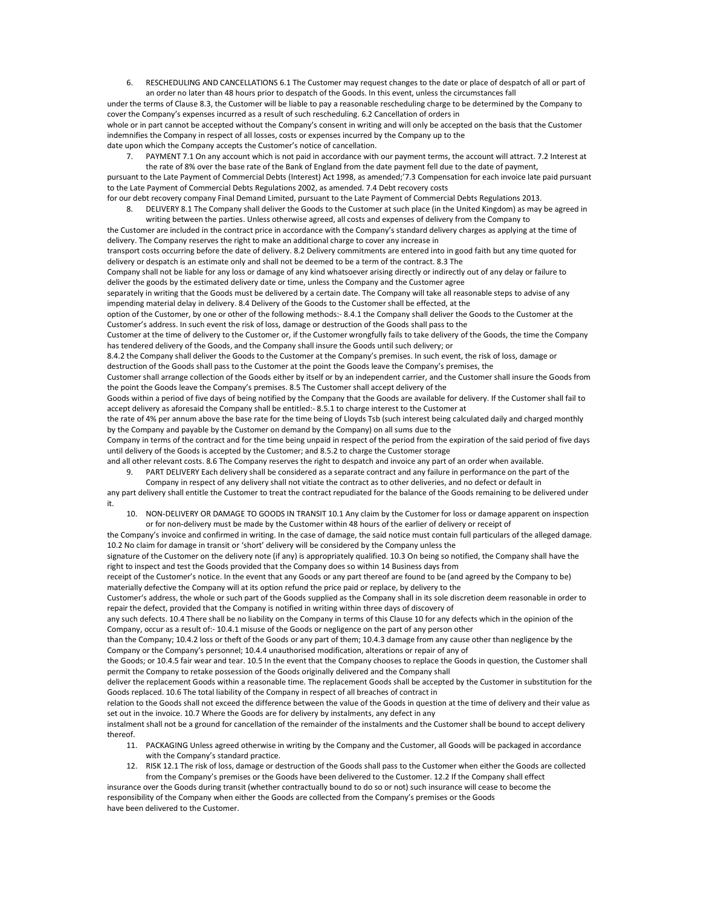6. RESCHEDULING AND CANCELLATIONS 6.1 The Customer may request changes to the date or place of despatch of all or part of an order no later than 48 hours prior to despatch of the Goods. In this event, unless the circumstances fall under the terms of Clause 8.3, the Customer will be liable to pay a reasonable rescheduling charge to be determined by the Company to cover the Company's expenses incurred as a result of such rescheduling. 6.2 Cancellation of orders in whole or in part cannot be accepted without the Company's consent in writing and will only be accepted on the basis that the Customer indemnifies the Company in respect of all losses, costs or expenses incurred by the Company up to the date upon which the Company accepts the Customer's notice of cancellation.

7. PAYMENT 7.1 On any account which is not paid in accordance with our payment terms, the account will attract. 7.2 Interest at the rate of 8% over the base rate of the Bank of England from the date payment fell due to the date of payment, pursuant to the Late Payment of Commercial Debts (Interest) Act 1998, as amended;'7.3 Compensation for each invoice late paid pursuant to the Late Payment of Commercial Debts Regulations 2002, as amended. 7.4 Debt recovery costs for our debt recovery company Final Demand Limited, pursuant to the Late Payment of Commercial Debts Regulations 2013.

8. DELIVERY 8.1 The Company shall deliver the Goods to the Customer at such place (in the United Kingdom) as may be agreed in writing between the parties. Unless otherwise agreed, all costs and expenses of delivery from the Company to the Customer are included in the contract price in accordance with the Company's standard delivery charges as applying at the time of delivery. The Company reserves the right to make an additional charge to cover any increase in transport costs occurring before the date of delivery. 8.2 Delivery commitments are entered into in good faith but any time quoted for delivery or despatch is an estimate only and shall not be deemed to be a term of the contract. 8.3 The Company shall not be liable for any loss or damage of any kind whatsoever arising directly or indirectly out of any delay or failure to deliver the goods by the estimated delivery date or time, unless the Company and the Customer agree separately in writing that the Goods must be delivered by a certain date. The Company will take all reasonable steps to advise of any impending material delay in delivery. 8.4 Delivery of the Goods to the Customer shall be effected, at the option of the Customer, by one or other of the following methods:- 8.4.1 the Company shall deliver the Goods to the Customer at the Customer's address. In such event the risk of loss, damage or destruction of the Goods shall pass to the Customer at the time of delivery to the Customer or, if the Customer wrongfully fails to take delivery of the Goods, the time the Company has tendered delivery of the Goods, and the Company shall insure the Goods until such delivery; or 8.4.2 the Company shall deliver the Goods to the Customer at the Company's premises. In such event, the risk of loss, damage or destruction of the Goods shall pass to the Customer at the point the Goods leave the Company's premises, the Customer shall arrange collection of the Goods either by itself or by an independent carrier, and the Customer shall insure the Goods from the point the Goods leave the Company's premises. 8.5 The Customer shall accept delivery of the Goods within a period of five days of being notified by the Company that the Goods are available for delivery. If the Customer shall fail to accept delivery as aforesaid the Company shall be entitled:- 8.5.1 to charge interest to the Customer at the rate of 4% per annum above the base rate for the time being of Lloyds Tsb (such interest being calculated daily and charged monthly by the Company and payable by the Customer on demand by the Company) on all sums due to the Company in terms of the contract and for the time being unpaid in respect of the period from the expiration of the said period of five days until delivery of the Goods is accepted by the Customer; and 8.5.2 to charge the Customer storage and all other relevant costs. 8.6 The Company reserves the right to despatch and invoice any part of an order when available.

9. PART DELIVERY Each delivery shall be considered as a separate contract and any failure in performance on the part of the Company in respect of any delivery shall not vitiate the contract as to other deliveries, and no defect or default in any part delivery shall entitle the Customer to treat the contract repudiated for the balance of the Goods remaining to be delivered under it.

10. NON-DELIVERY OR DAMAGE TO GOODS IN TRANSIT 10.1 Any claim by the Customer for loss or damage apparent on inspection or for non-delivery must be made by the Customer within 48 hours of the earlier of delivery or receipt of the Company's invoice and confirmed in writing. In the case of damage, the said notice must contain full particulars of the alleged damage. 10.2 No claim for damage in transit or 'short' delivery will be considered by the Company unless the signature of the Customer on the delivery note (if any) is appropriately qualified. 10.3 On being so notified, the Company shall have the right to inspect and test the Goods provided that the Company does so within 14 Business days from receipt of the Customer's notice. In the event that any Goods or any part thereof are found to be (and agreed by the Company to be) materially defective the Company will at its option refund the price paid or replace, by delivery to the Customer's address, the whole or such part of the Goods supplied as the Company shall in its sole discretion deem reasonable in order to repair the defect, provided that the Company is notified in writing within three days of discovery of any such defects. 10.4 There shall be no liability on the Company in terms of this Clause 10 for any defects which in the opinion of the Company, occur as a result of:- 10.4.1 misuse of the Goods or negligence on the part of any person other than the Company; 10.4.2 loss or theft of the Goods or any part of them; 10.4.3 damage from any cause other than negligence by the Company or the Company's personnel; 10.4.4 unauthorised modification, alterations or repair of any of the Goods; or 10.4.5 fair wear and tear. 10.5 In the event that the Company chooses to replace the Goods in question, the Customer shall permit the Company to retake possession of the Goods originally delivered and the Company shall deliver the replacement Goods within a reasonable time. The replacement Goods shall be accepted by the Customer in substitution for the Goods replaced. 10.6 The total liability of the Company in respect of all breaches of contract in relation to the Goods shall not exceed the difference between the value of the Goods in question at the time of delivery and their value as set out in the invoice. 10.7 Where the Goods are for delivery by instalments, any defect in any instalment shall not be a ground for cancellation of the remainder of the instalments and the Customer shall be bound to accept delivery thereof.

11. PACKAGING Unless agreed otherwise in writing by the Company and the Customer, all Goods will be packaged in accordance with the Company's standard practice.

12. RISK 12.1 The risk of loss, damage or destruction of the Goods shall pass to the Customer when either the Goods are collected from the Company's premises or the Goods have been delivered to the Customer. 12.2 If the Company shall effect insurance over the Goods during transit (whether contractually bound to do so or not) such insurance will cease to become the responsibility of the Company when either the Goods are collected from the Company's premises or the Goods have been delivered to the Customer.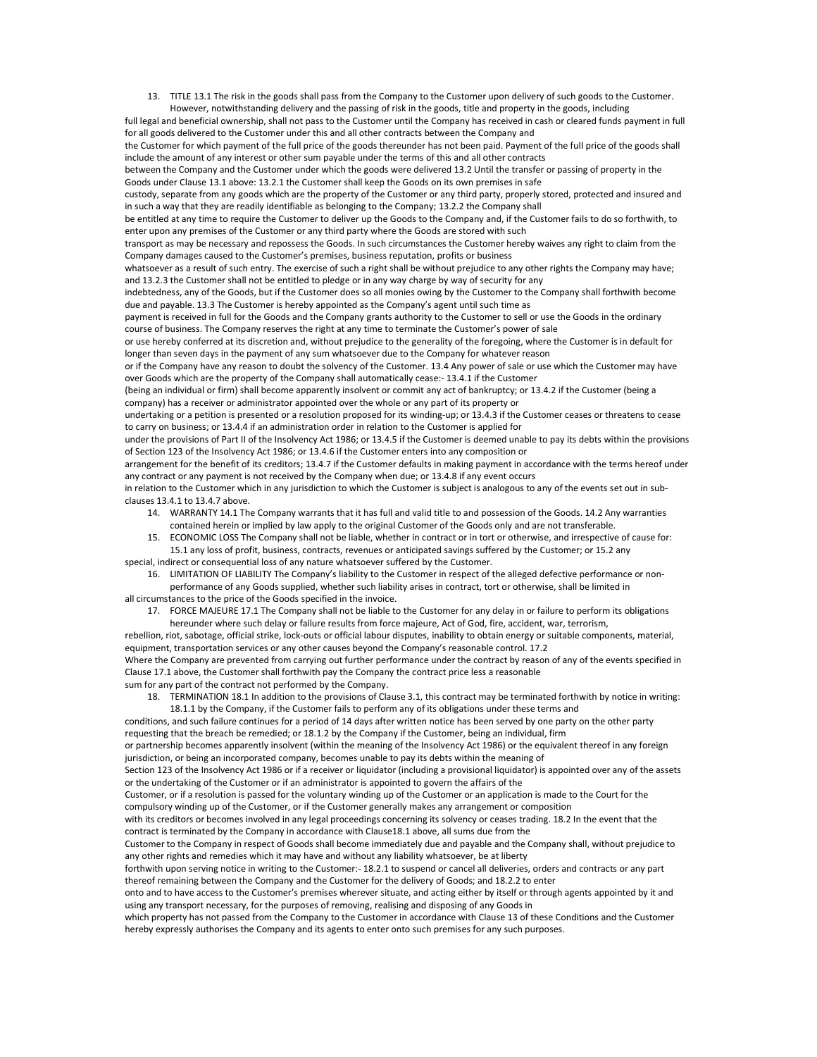13. TITLE 13.1 The risk in the goods shall pass from the Company to the Customer upon delivery of such goods to the Customer. However, notwithstanding delivery and the passing of risk in the goods, title and property in the goods, including full legal and beneficial ownership, shall not pass to the Customer until the Company has received in cash or cleared funds payment in full for all goods delivered to the Customer under this and all other contracts between the Company and the Customer for which payment of the full price of the goods thereunder has not been paid. Payment of the full price of the goods shall include the amount of any interest or other sum payable under the terms of this and all other contracts between the Company and the Customer under which the goods were delivered 13.2 Until the transfer or passing of property in the Goods under Clause 13.1 above: 13.2.1 the Customer shall keep the Goods on its own premises in safe custody, separate from any goods which are the property of the Customer or any third party, properly stored, protected and insured and in such a way that they are readily identifiable as belonging to the Company; 13.2.2 the Company shall be entitled at any time to require the Customer to deliver up the Goods to the Company and, if the Customer fails to do so forthwith, to enter upon any premises of the Customer or any third party where the Goods are stored with such transport as may be necessary and repossess the Goods. In such circumstances the Customer hereby waives any right to claim from the Company damages caused to the Customer's premises, business reputation, profits or business whatsoever as a result of such entry. The exercise of such a right shall be without prejudice to any other rights the Company may have; and 13.2.3 the Customer shall not be entitled to pledge or in any way charge by way of security for any indebtedness, any of the Goods, but if the Customer does so all monies owing by the Customer to the Company shall forthwith become due and payable. 13.3 The Customer is hereby appointed as the Company's agent until such time as payment is received in full for the Goods and the Company grants authority to the Customer to sell or use the Goods in the ordinary course of business. The Company reserves the right at any time to terminate the Customer's power of sale or use hereby conferred at its discretion and, without prejudice to the generality of the foregoing, where the Customer is in default for longer than seven days in the payment of any sum whatsoever due to the Company for whatever reason or if the Company have any reason to doubt the solvency of the Customer. 13.4 Any power of sale or use which the Customer may have over Goods which are the property of the Company shall automatically cease:- 13.4.1 if the Customer (being an individual or firm) shall become apparently insolvent or commit any act of bankruptcy; or 13.4.2 if the Customer (being a company) has a receiver or administrator appointed over the whole or any part of its property or undertaking or a petition is presented or a resolution proposed for its winding-up; or 13.4.3 if the Customer ceases or threatens to cease to carry on business; or 13.4.4 if an administration order in relation to the Customer is applied for under the provisions of Part II of the Insolvency Act 1986; or 13.4.5 if the Customer is deemed unable to pay its debts within the provisions of Section 123 of the Insolvency Act 1986; or 13.4.6 if the Customer enters into any composition or arrangement for the benefit of its creditors; 13.4.7 if the Customer defaults in making payment in accordance with the terms hereof under any contract or any payment is not received by the Company when due; or 13.4.8 if any event occurs in relation to the Customer which in any jurisdiction to which the Customer is subject is analogous to any of the events set out in sub-clauses 13.4.1 to 13.4.7 above.

14. WARRANTY 14.1 The Company warrants that it has full and valid title to and possession of the Goods. 14.2 Any warranties contained herein or implied by law apply to the original Customer of the Goods only and are not transferable.

15. ECONOMIC LOSS The Company shall not be liable, whether in contract or in tort or otherwise, and irrespective of cause for: 15.1 any loss of profit, business, contracts, revenues or anticipated savings suffered by the Customer; or 15.2 any special, indirect or consequential loss of any nature whatsoever suffered by the Customer.

16. LIMITATION OF LIABILITY The Company's liability to the Customer in respect of the alleged defective performance or non-performance of any Goods supplied, whether such liability arises in contract, tort or otherwise, shall be limited in all circumstances to the price of the Goods specified in the invoice.

17. FORCE MAJEURE 17.1 The Company shall not be liable to the Customer for any delay in or failure to perform its obligations hereunder where such delay or failure results from force majeure, Act of God, fire, accident, war, terrorism, rebellion, riot, sabotage, official strike, lock-outs or official labour disputes, inability to obtain energy or suitable components, material, equipment, transportation services or any other causes beyond the Company's reasonable control. 17.2 Where the Company are prevented from carrying out further performance under the contract by reason of any of the events specified in Clause 17.1 above, the Customer shall forthwith pay the Company the contract price less a reasonable sum for any part of the contract not performed by the Company.

18. TERMINATION 18.1 In addition to the provisions of Clause 3.1, this contract may be terminated forthwith by notice in writing: 18.1.1 by the Company, if the Customer fails to perform any of its obligations under these terms and conditions, and such failure continues for a period of 14 days after written notice has been served by one party on the other party requesting that the breach be remedied; or 18.1.2 by the Company if the Customer, being an individual, firm or partnership becomes apparently insolvent (within the meaning of the Insolvency Act 1986) or the equivalent thereof in any foreign jurisdiction, or being an incorporated company, becomes unable to pay its debts within the meaning of Section 123 of the Insolvency Act 1986 or if a receiver or liquidator (including a provisional liquidator) is appointed over any of the assets or the undertaking of the Customer or if an administrator is appointed to govern the affairs of the Customer, or if a resolution is passed for the voluntary winding up of the Customer or an application is made to the Court for the compulsory winding up of the Customer, or if the Customer generally makes any arrangement or composition with its creditors or becomes involved in any legal proceedings concerning its solvency or ceases trading. 18.2 In the event that the contract is terminated by the Company in accordance with Clause18.1 above, all sums due from the Customer to the Company in respect of Goods shall become immediately due and payable and the Company shall, without prejudice to any other rights and remedies which it may have and without any liability whatsoever, be at liberty forthwith upon serving notice in writing to the Customer:- 18.2.1 to suspend or cancel all deliveries, orders and contracts or any part thereof remaining between the Company and the Customer for the delivery of Goods; and 18.2.2 to enter onto and to have access to the Customer's premises wherever situate, and acting either by itself or through agents appointed by it and using any transport necessary, for the purposes of removing, realising and disposing of any Goods in which property has not passed from the Company to the Customer in accordance with Clause 13 of these Conditions and the Customer hereby expressly authorises the Company and its agents to enter onto such premises for any such purposes.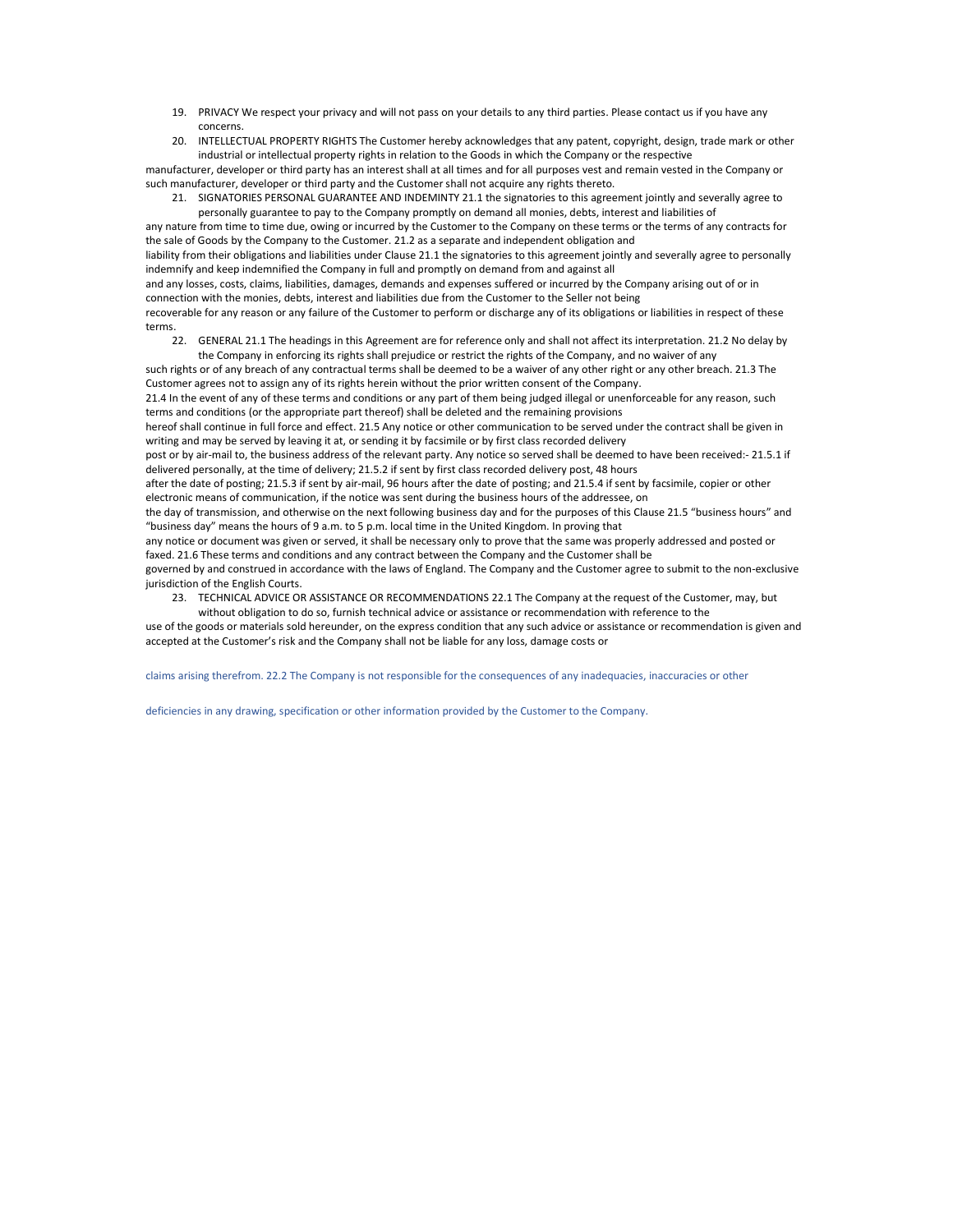19. PRIVACY We respect your privacy and will not pass on your details to any third parties. Please contact us if you have any concerns.
20. INTELLECTUAL PROPERTY RIGHTS The Customer hereby acknowledges that any patent, copyright, design, trade mark or other industrial or intellectual property rights in relation to the Goods in which the Company or the respective manufacturer, developer or third party has an interest shall at all times and for all purposes vest and remain vested in the Company or such manufacturer, developer or third party and the Customer shall not acquire any rights thereto.
21. SIGNATORIES PERSONAL GUARANTEE AND INDEMINTY 21.1 the signatories to this agreement jointly and severally agree to personally guarantee to pay to the Company promptly on demand all monies, debts, interest and liabilities of any nature from time to time due, owing or incurred by the Customer to the Company on these terms or the terms of any contracts for the sale of Goods by the Company to the Customer. 21.2 as a separate and independent obligation and liability from their obligations and liabilities under Clause 21.1 the signatories to this agreement jointly and severally agree to personally indemnify and keep indemnified the Company in full and promptly on demand from and against all and any losses, costs, claims, liabilities, damages, demands and expenses suffered or incurred by the Company arising out of or in connection with the monies, debts, interest and liabilities due from the Customer to the Seller not being recoverable for any reason or any failure of the Customer to perform or discharge any of its obligations or liabilities in respect of these terms.
22. GENERAL 21.1 The headings in this Agreement are for reference only and shall not affect its interpretation. 21.2 No delay by the Company in enforcing its rights shall prejudice or restrict the rights of the Company, and no waiver of any such rights or of any breach of any contractual terms shall be deemed to be a waiver of any other right or any other breach. 21.3 The Customer agrees not to assign any of its rights herein without the prior written consent of the Company. 21.4 In the event of any of these terms and conditions or any part of them being judged illegal or unenforceable for any reason, such terms and conditions (or the appropriate part thereof) shall be deleted and the remaining provisions hereof shall continue in full force and effect. 21.5 Any notice or other communication to be served under the contract shall be given in writing and may be served by leaving it at, or sending it by facsimile or by first class recorded delivery post or by air-mail to, the business address of the relevant party. Any notice so served shall be deemed to have been received:- 21.5.1 if delivered personally, at the time of delivery; 21.5.2 if sent by first class recorded delivery post, 48 hours after the date of posting; 21.5.3 if sent by air-mail, 96 hours after the date of posting; and 21.5.4 if sent by facsimile, copier or other electronic means of communication, if the notice was sent during the business hours of the addressee, on the day of transmission, and otherwise on the next following business day and for the purposes of this Clause 21.5 "business hours" and "business day" means the hours of 9 a.m. to 5 p.m. local time in the United Kingdom. In proving that any notice or document was given or served, it shall be necessary only to prove that the same was properly addressed and posted or faxed. 21.6 These terms and conditions and any contract between the Company and the Customer shall be governed by and construed in accordance with the laws of England. The Company and the Customer agree to submit to the non-exclusive jurisdiction of the English Courts.
23. TECHNICAL ADVICE OR ASSISTANCE OR RECOMMENDATIONS 22.1 The Company at the request of the Customer, may, but without obligation to do so, furnish technical advice or assistance or recommendation with reference to the use of the goods or materials sold hereunder, on the express condition that any such advice or assistance or recommendation is given and accepted at the Customer's risk and the Company shall not be liable for any loss, damage costs or claims arising therefrom. 22.2 The Company is not responsible for the consequences of any inadequacies, inaccuracies or other deficiencies in any drawing, specification or other information provided by the Customer to the Company.